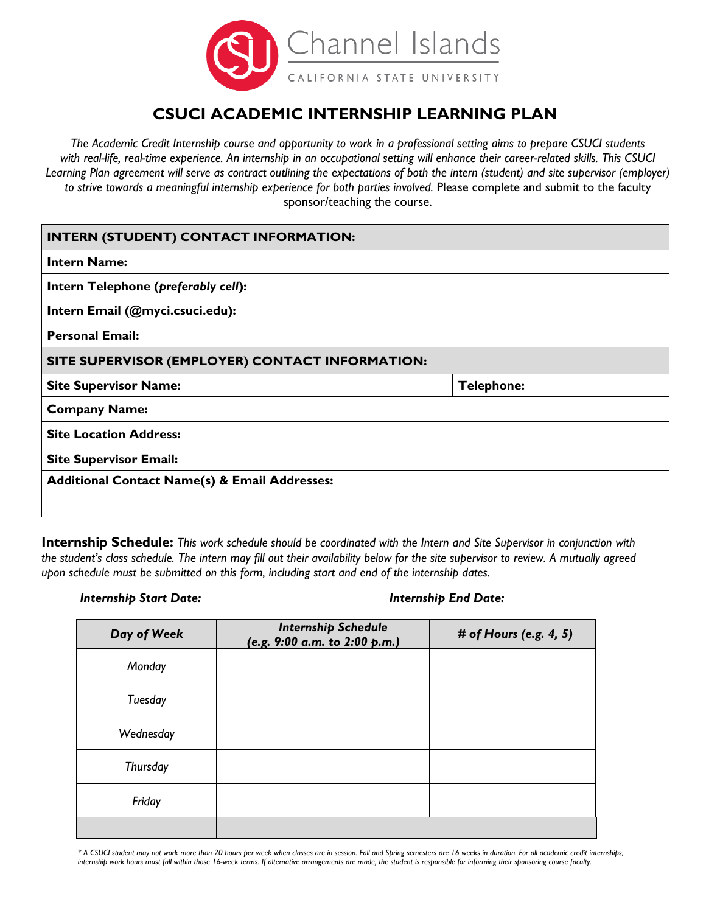Channel Islands

CALIFORNIA STATE UNIVERSITY

# CSUCI ACADEMIC INTERNSHIP LEARNING PLAN

*The Academic Credit Internship course and opportunity to work in a professional setting aims to prepare CSUCI students with real-life, real-time experience. An internship in an occupational setting will enhance their career-related skills. This CSUCI Learning Plan agreement will serve as contract outlining the expectations of both the intern (student) and site supervisor (employer) to strive towards a meaningful internship experience for both parties involved.* Please complete and submit to the faculty sponsor/teaching the course.

| **INTERN (STUDENT) CONTACT INFORMATION:** | |
|---|---|
| **Intern Name:** | |
| **Intern Telephone (*preferably cell*):** | |
| **Intern Email (@myci.csuci.edu):** | |
| **Personal Email:** | |
| **SITE SUPERVISOR (EMPLOYER) CONTACT INFORMATION:** | |
| **Site Supervisor Name:** | **Telephone:** |
| **Company Name:** | |
| **Site Location Address:** | |
| **Site Supervisor Email:** | |
| **Additional Contact Name(s) & Email Addresses:** | |

**Internship Schedule:** *This work schedule should be coordinated with the Intern and Site Supervisor in conjunction with the student's class schedule. The intern may fill out their availability below for the site supervisor to review. A mutually agreed upon schedule must be submitted on this form, including start and end of the internship dates.*

***Internship Start Date:*** ***Internship End Date:***

| *Day of Week* | *Internship Schedule (e.g. 9:00 a.m. to 2:00 p.m.)* | *# of Hours (e.g. 4, 5)* |
|---|---|---|
| *Monday* | | |
| *Tuesday* | | |
| *Wednesday* | | |
| *Thursday* | | |
| *Friday* | | |
| | | |

*\* A CSUCI student may not work more than 20 hours per week when classes are in session. Fall and Spring semesters are 16 weeks in duration. For all academic credit internships, internship work hours must fall within those 16-week terms. If alternative arrangements are made, the student is responsible for informing their sponsoring course faculty.*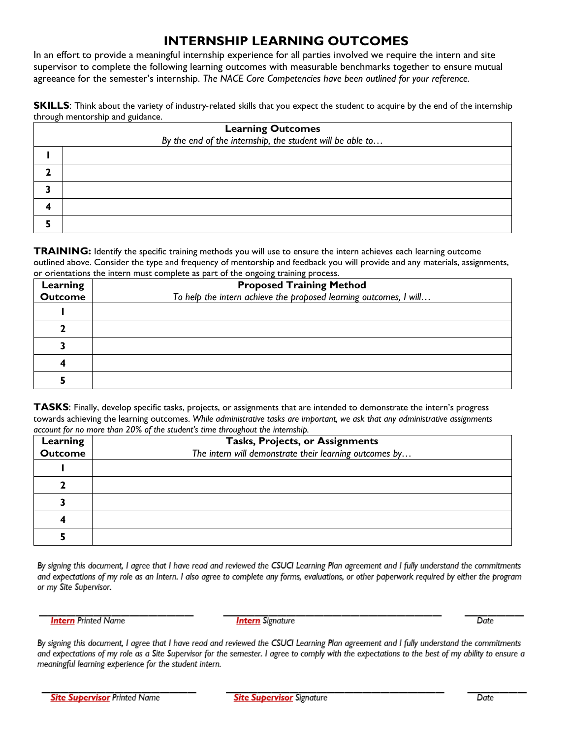# INTERNSHIP LEARNING OUTCOMES

In an effort to provide a meaningful internship experience for all parties involved we require the intern and site supervisor to complete the following learning outcomes with measurable benchmarks together to ensure mutual agreeance for the semester's internship. *The NACE Core Competencies have been outlined for your reference.*

**SKILLS**: Think about the variety of industry-related skills that you expect the student to acquire by the end of the internship through mentorship and guidance.

| | **Learning Outcomes** *By the end of the internship, the student will be able to…* |
|---|---|
| **1** | |
| **2** | |
| **3** | |
| **4** | |
| **5** | |

**TRAINING:** Identify the specific training methods you will use to ensure the intern achieves each learning outcome outlined above. Consider the type and frequency of mentorship and feedback you will provide and any materials, assignments, or orientations the intern must complete as part of the ongoing training process.

| **Learning Outcome** | **Proposed Training Method** *To help the intern achieve the proposed learning outcomes, I will…* |
|---|---|
| **1** | |
| **2** | |
| **3** | |
| **4** | |
| **5** | |

**TASKS**: Finally, develop specific tasks, projects, or assignments that are intended to demonstrate the intern's progress towards achieving the learning outcomes. *While administrative tasks are important, we ask that any administrative assignments account for no more than 20% of the student's time throughout the internship.*

| **Learning Outcome** | **Tasks, Projects, or Assignments** *The intern will demonstrate their learning outcomes by…* |
|---|---|
| **1** | |
| **2** | |
| **3** | |
| **4** | |
| **5** | |

*By signing this document, I agree that I have read and reviewed the CSUCI Learning Plan agreement and I fully understand the commitments and expectations of my role as an Intern. I also agree to complete any forms, evaluations, or other paperwork required by either the program or my Site Supervisor.*

\_\_\_\_\_\_\_\_\_\_\_\_\_\_\_\_\_\_\_\_\_\_\_\_\_\_\_\_ \_\_\_\_\_\_\_\_\_\_\_\_\_\_\_\_\_\_\_\_\_\_\_\_\_\_\_\_\_\_\_\_\_\_\_\_\_\_\_\_ \_\_\_\_\_\_\_\_\_\_

**Intern** Printed Name | **Intern** Signature | Date

*By signing this document, I agree that I have read and reviewed the CSUCI Learning Plan agreement and I fully understand the commitments and expectations of my role as a Site Supervisor for the semester. I agree to comply with the expectations to the best of my ability to ensure a meaningful learning experience for the student intern.*

\_\_\_\_\_\_\_\_\_\_\_\_\_\_\_\_\_\_\_\_\_\_\_\_\_\_\_\_ \_\_\_\_\_\_\_\_\_\_\_\_\_\_\_\_\_\_\_\_\_\_\_\_\_\_\_\_\_\_\_\_\_\_\_\_\_\_\_\_ \_\_\_\_\_\_\_\_\_\_

**Site Supervisor** Printed Name | **Site Supervisor** Signature | Date